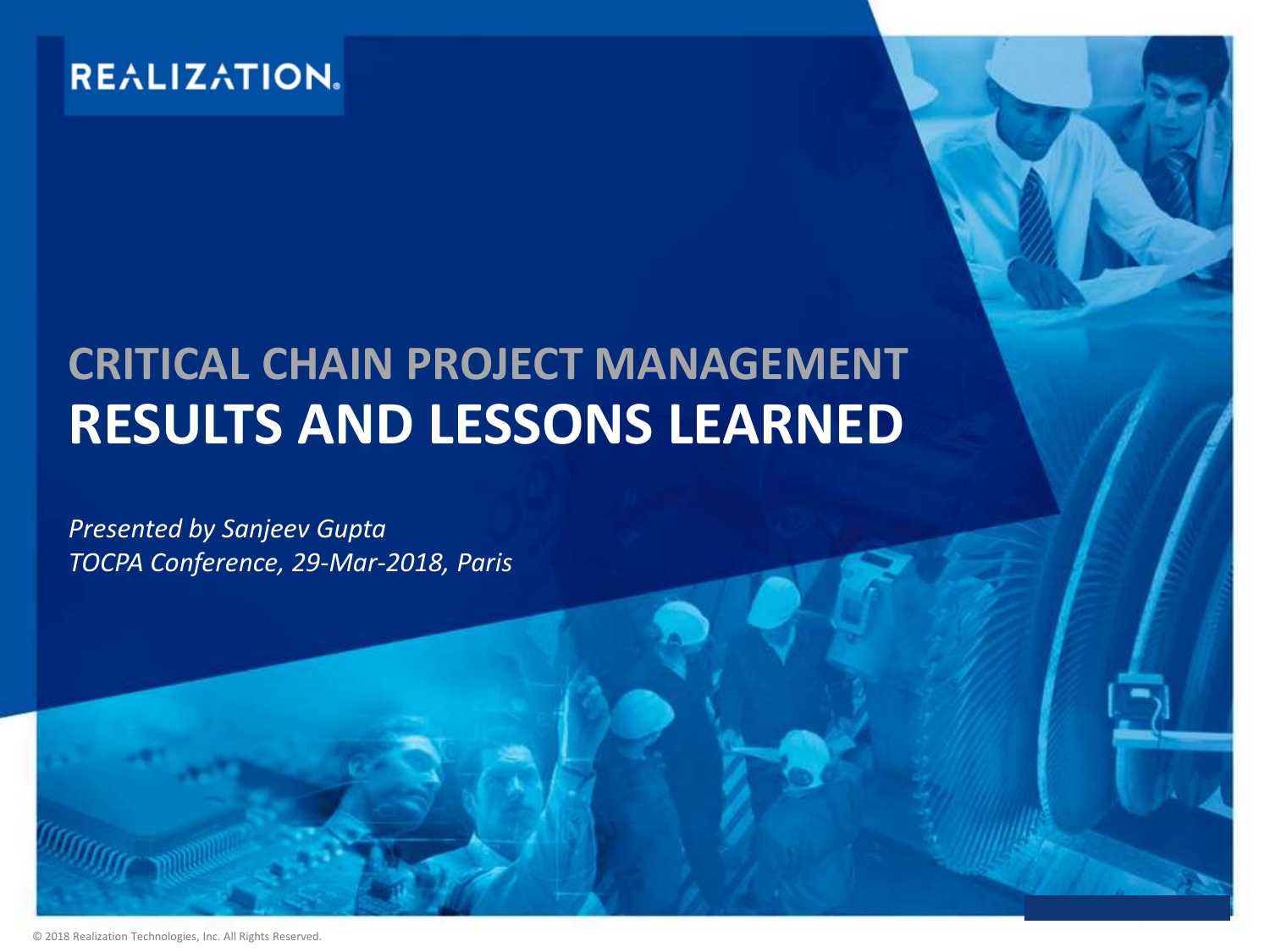REALIZATION.

# CRITICAL CHAIN PROJECT MANAGEMENT
# RESULTS AND LESSONS LEARNED

*Presented by Sanjeev Gupta*
*TOCPA Conference, 29-Mar-2018, Paris*

© 2018 Realization Technologies, Inc. All Rights Reserved.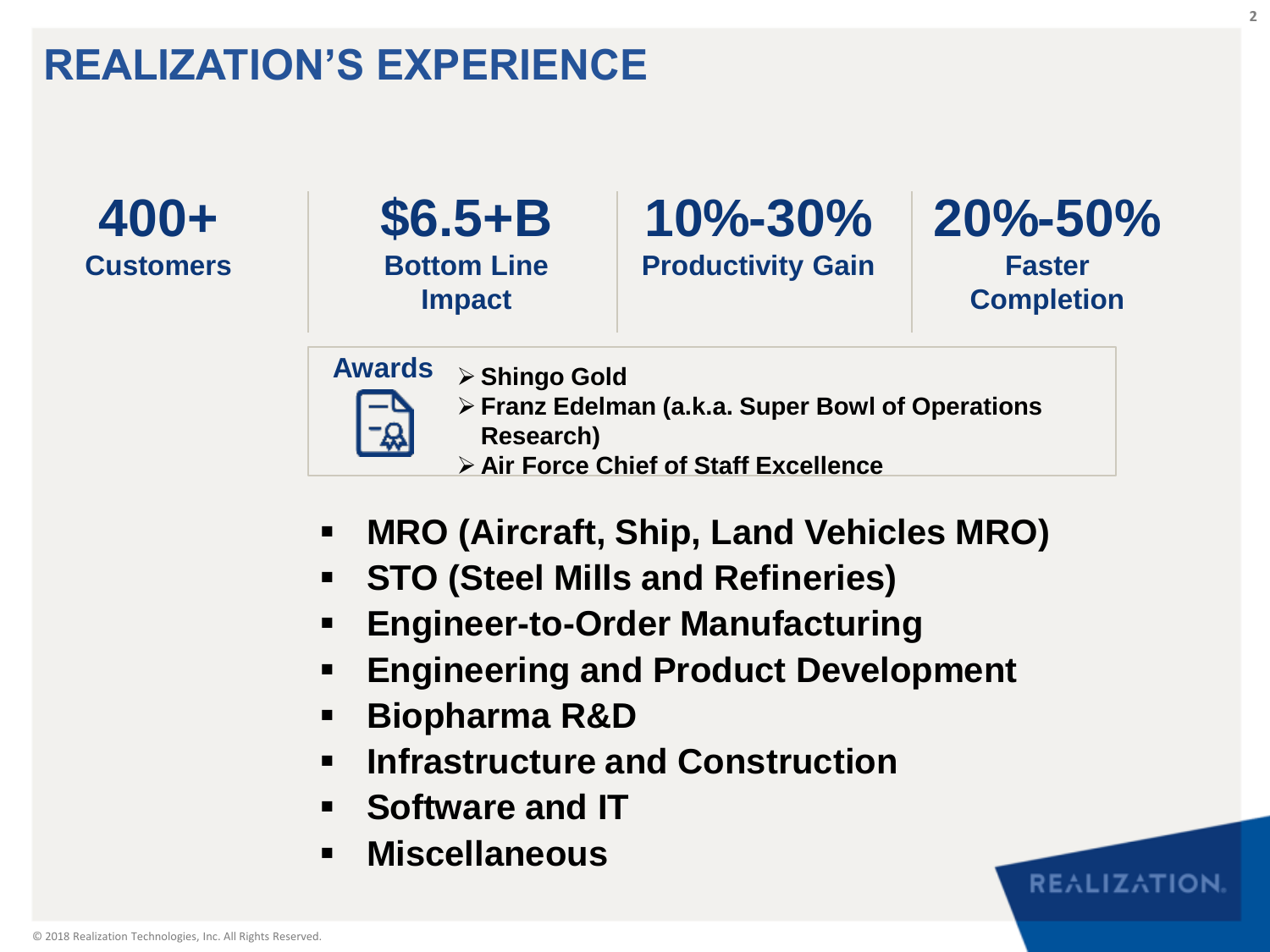# REALIZATION'S EXPERIENCE

| 400+ | $6.5+B | 10%-30% | 20%-50% |
|---|---|---|---|
| Customers | Bottom Line Impact | Productivity Gain | Faster Completion |

**Awards**

- **Shingo Gold**
- **Franz Edelman (a.k.a. Super Bowl of Operations Research)**
- **Air Force Chief of Staff Excellence**

- **MRO (Aircraft, Ship, Land Vehicles MRO)**
- **STO (Steel Mills and Refineries)**
- **Engineer-to-Order Manufacturing**
- **Engineering and Product Development**
- **Biopharma R&D**
- **Infrastructure and Construction**
- **Software and IT**
- **Miscellaneous**

REALIZATION.

© 2018 Realization Technologies, Inc. All Rights Reserved.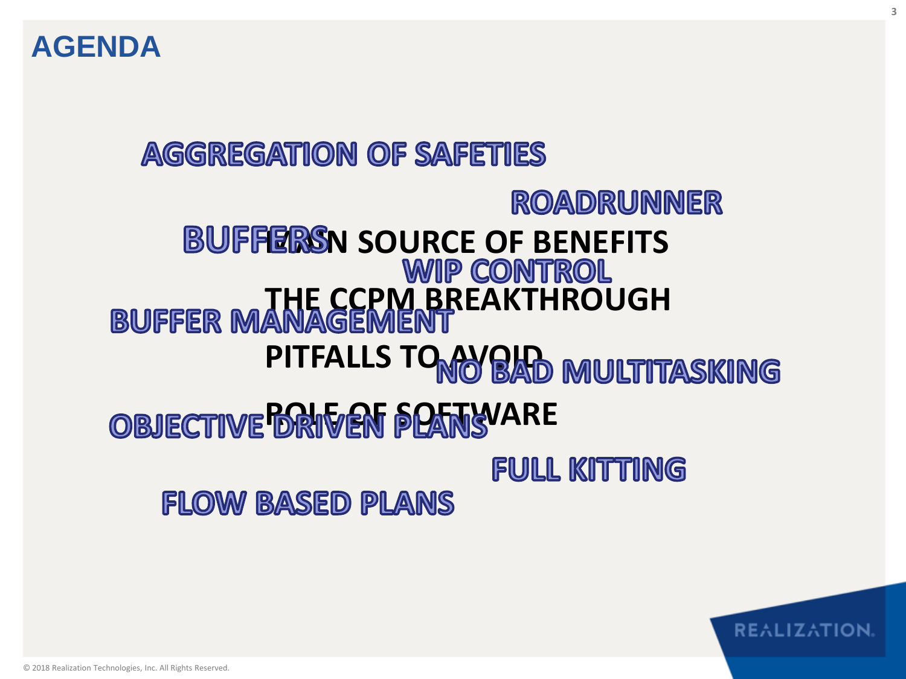# AGENDA

- MAIN SOURCE OF BENEFITS
- THE CCPM BREAKTHROUGH
- PITFALLS TO AVOID
- ROLE OF SOFTWARE

AGGREGATION OF SAFETIES

ROADRUNNER

BUFFERS

WIP CONTROL

BUFFER MANAGEMENT

NO BAD MULTITASKING

OBJECTIVE DRIVEN PLANS

FULL KITTING

FLOW BASED PLANS

© 2018 Realization Technologies, Inc. All Rights Reserved.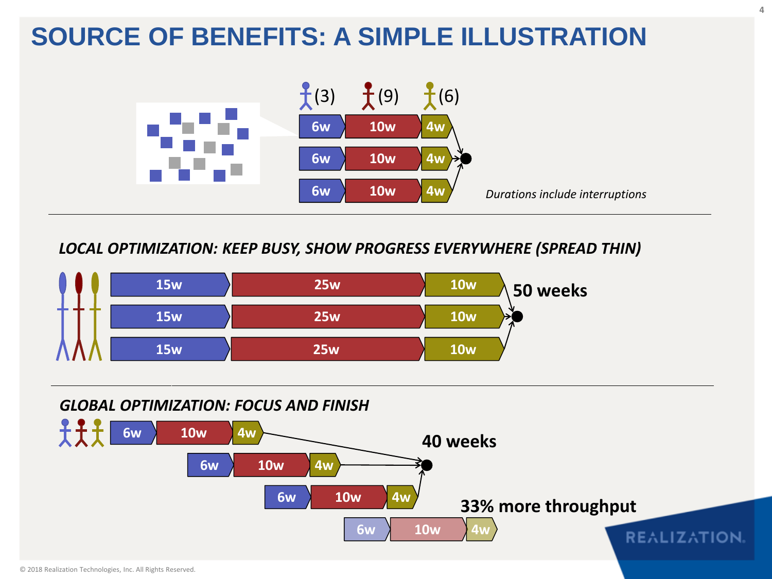# SOURCE OF BENEFITS: A SIMPLE ILLUSTRATION

(3) (9) (6)

| | | |
|---|---|---|
| 6w | 10w | 4w |
| 6w | 10w | 4w |
| 6w | 10w | 4w |

*Durations include interruptions*

## *LOCAL OPTIMIZATION: KEEP BUSY, SHOW PROGRESS EVERYWHERE (SPREAD THIN)*

| | | |
|---|---|---|
| 15w | 25w | 10w |
| 15w | 25w | 10w |
| 15w | 25w | 10w |

**50 weeks**

## *GLOBAL OPTIMIZATION: FOCUS AND FINISH*

| | | |
|---|---|---|
| 6w | 10w | 4w |
| 6w | 10w | 4w |
| 6w | 10w | 4w |
| 6w | 10w | 4w |

**40 weeks**

**33% more throughput**

REALIZATION.

© 2018 Realization Technologies, Inc. All Rights Reserved.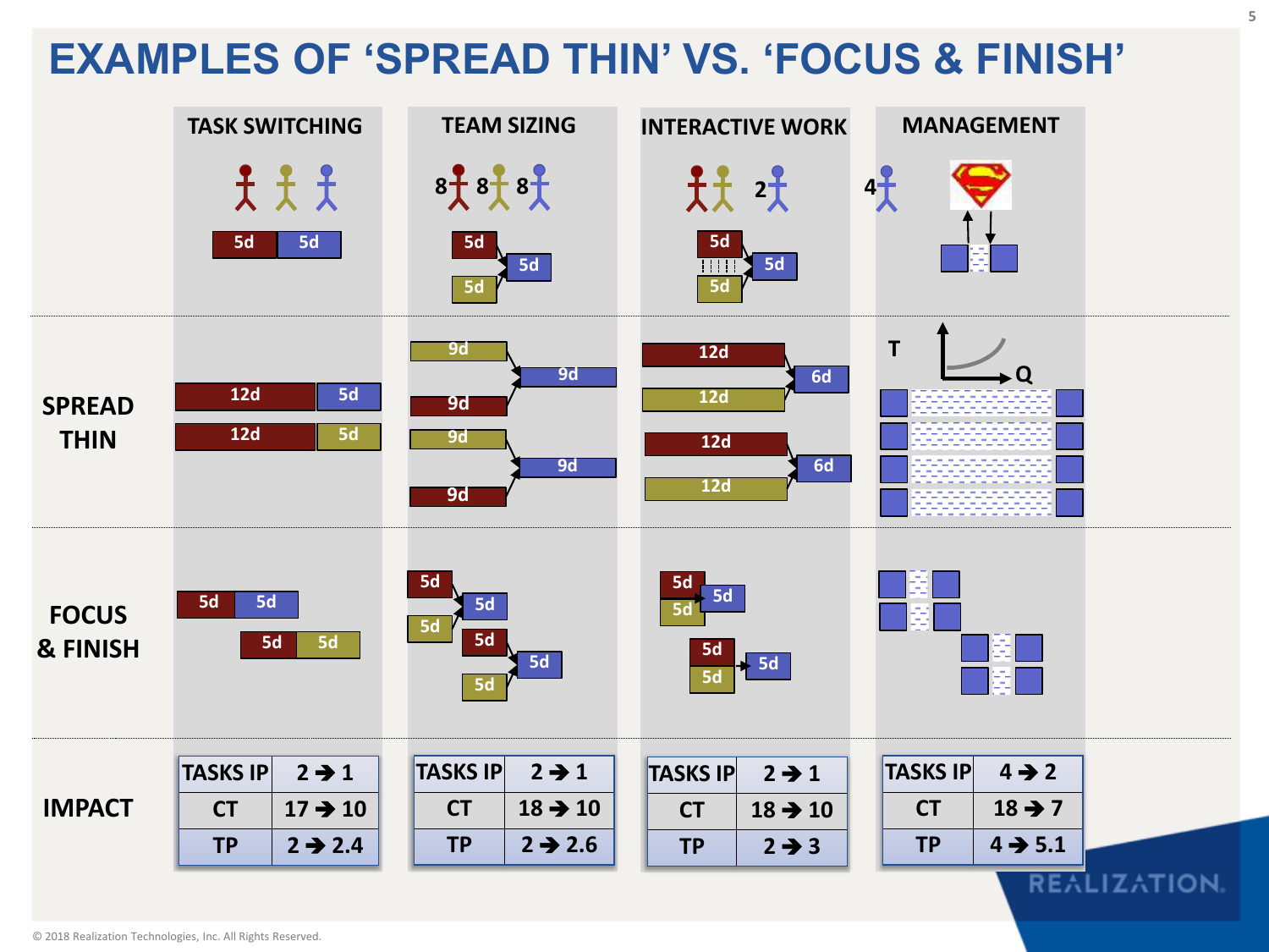# EXAMPLES OF 'SPREAD THIN' VS. 'FOCUS & FINISH'

| | TASK SWITCHING | TEAM SIZING | INTERACTIVE WORK | MANAGEMENT |
|---|---|---|---|---|
| | 5d, 5d | 8, 8, 8 — 5d, 5d → 5d | 2 — 5d, 5d → 5d | 4 |
| **SPREAD THIN** | 12d, 5d / 12d, 5d | 9d, 9d → 9d / 9d, 9d → 9d | 12d, 12d → 6d / 12d, 12d → 6d | T / Q |
| **FOCUS & FINISH** | 5d, 5d / 5d, 5d | 5d, 5d → 5d / 5d, 5d → 5d | 5d, 5d → 5d / 5d, 5d → 5d | |

**IMPACT**

| | TASK SWITCHING | TEAM SIZING | INTERACTIVE WORK | MANAGEMENT |
|---|---|---|---|---|
| TASKS IP | 2 → 1 | 2 → 1 | 2 → 1 | 4 → 2 |
| CT | 17 → 10 | 18 → 10 | 18 → 10 | 18 → 7 |
| TP | 2 → 2.4 | 2 → 2.6 | 2 → 3 | 4 → 5.1 |

REALIZATION.

© 2018 Realization Technologies, Inc. All Rights Reserved.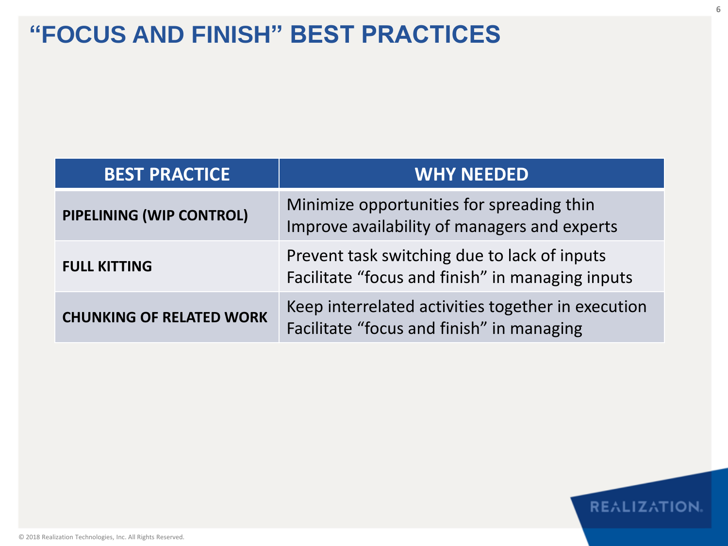# "FOCUS AND FINISH" BEST PRACTICES

| BEST PRACTICE | WHY NEEDED |
|---|---|
| **PIPELINING (WIP CONTROL)** | Minimize opportunities for spreading thin<br>Improve availability of managers and experts |
| **FULL KITTING** | Prevent task switching due to lack of inputs<br>Facilitate "focus and finish" in managing inputs |
| **CHUNKING OF RELATED WORK** | Keep interrelated activities together in execution<br>Facilitate "focus and finish" in managing |

© 2018 Realization Technologies, Inc. All Rights Reserved.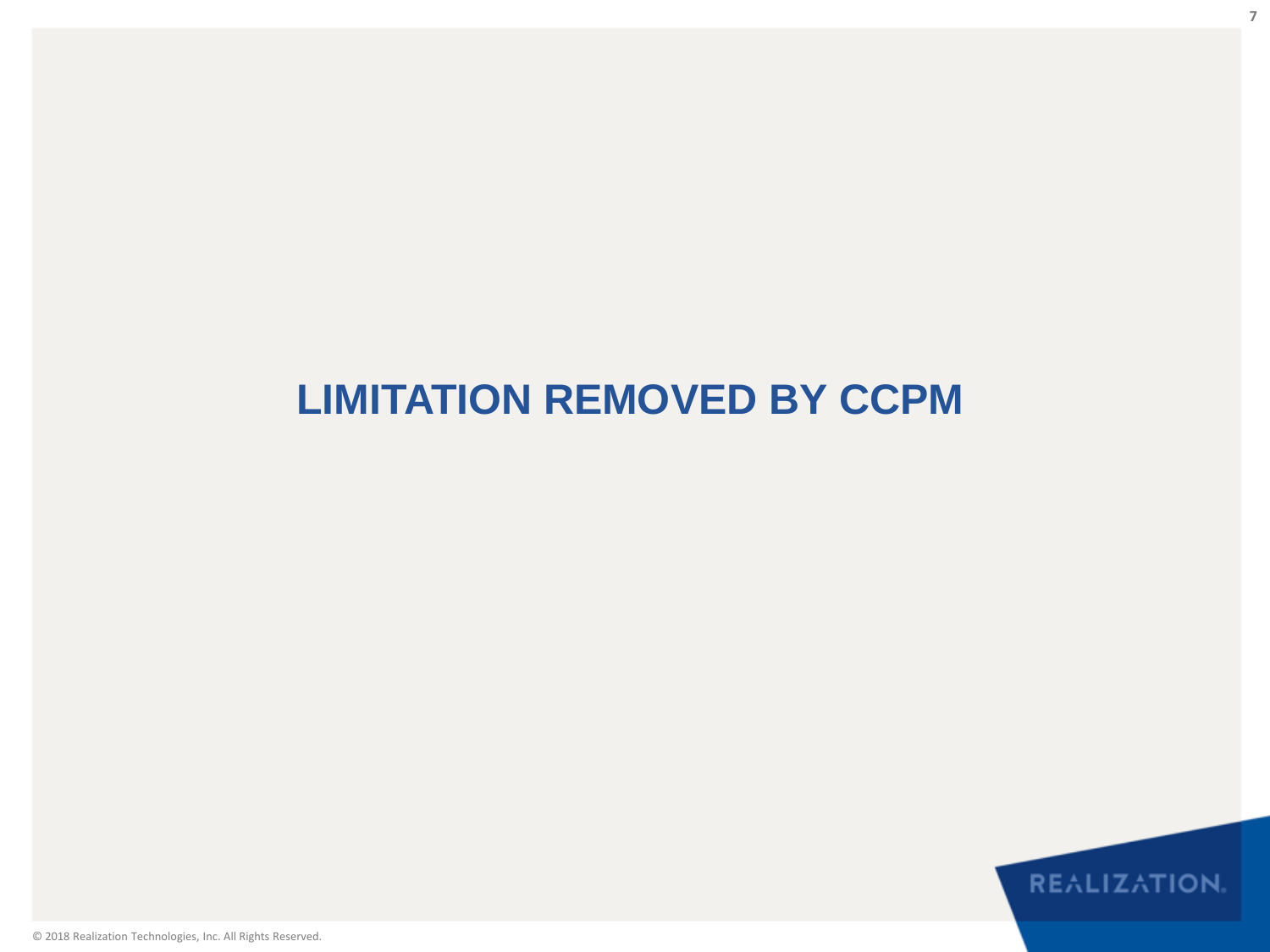# LIMITATION REMOVED BY CCPM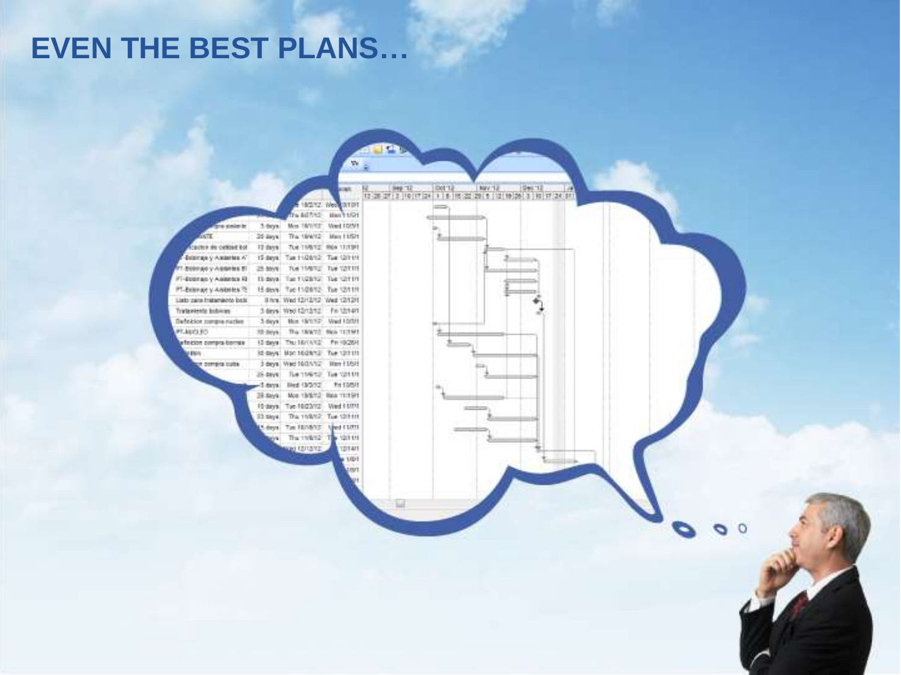# EVEN THE BEST PLANS…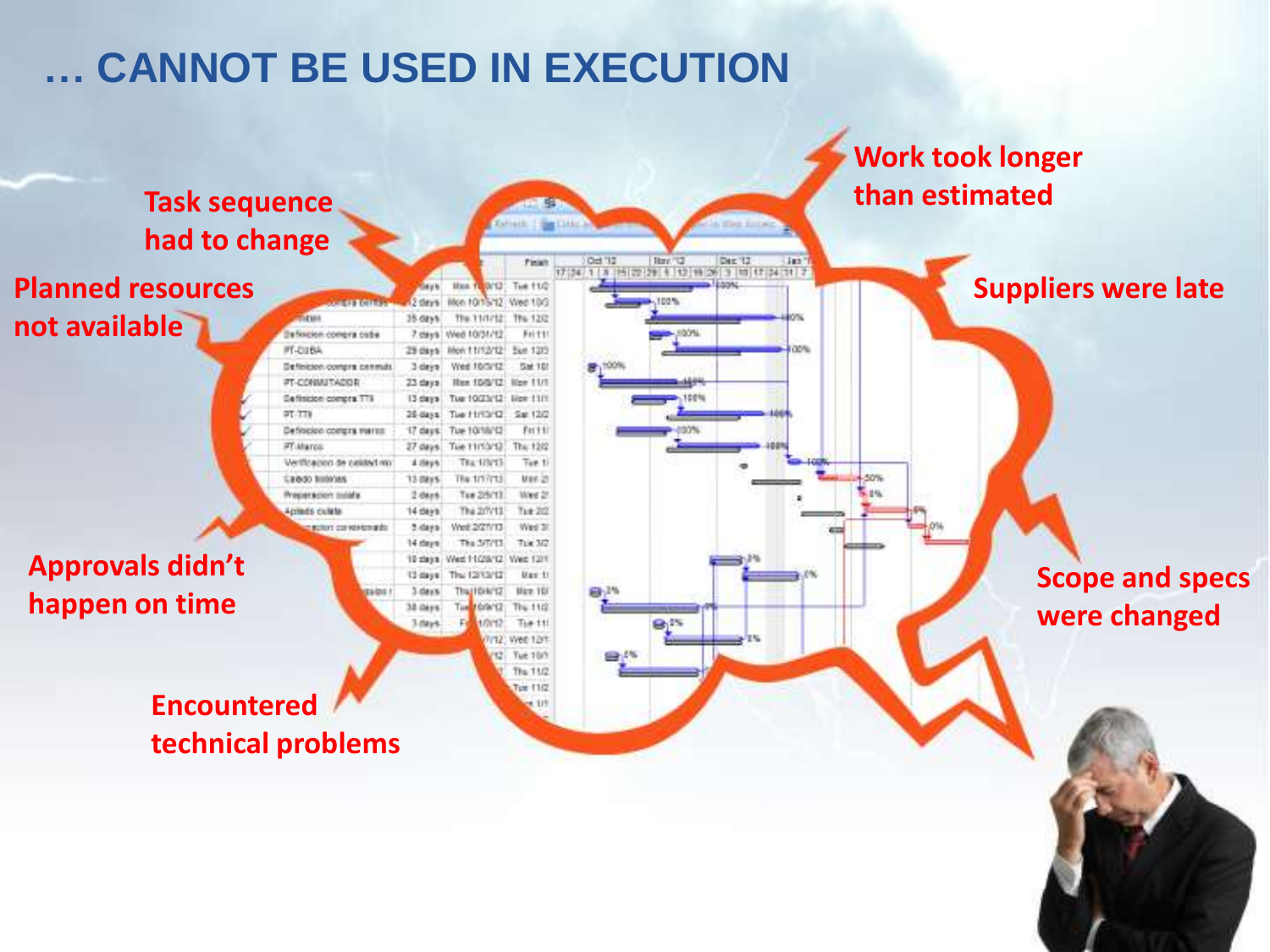# … CANNOT BE USED IN EXECUTION

Task sequence had to change

Planned resources not available

Approvals didn't happen on time

Encountered technical problems

Work took longer than estimated

Suppliers were late

Scope and specs were changed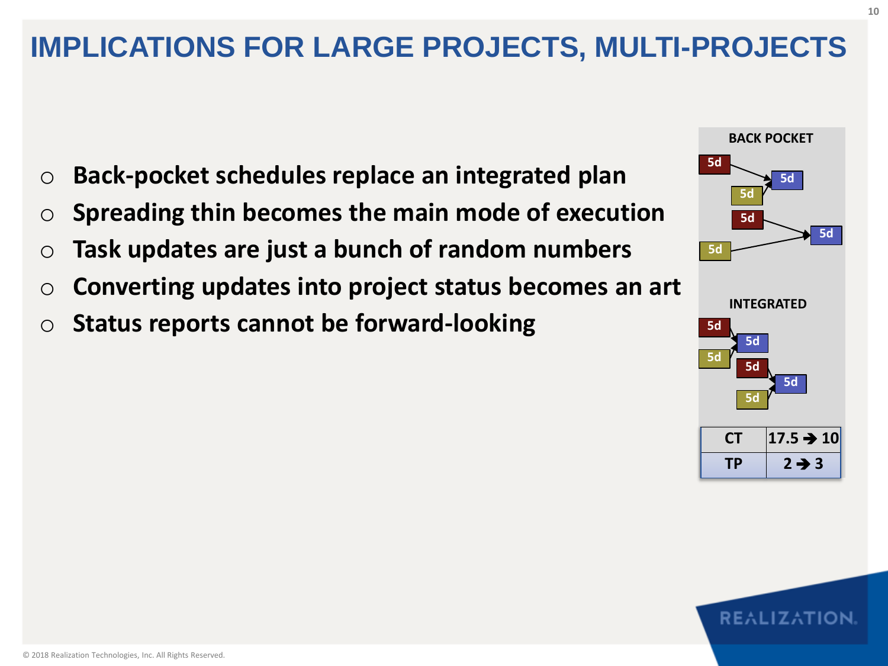# IMPLICATIONS FOR LARGE PROJECTS, MULTI-PROJECTS

- **Back-pocket schedules replace an integrated plan**
- **Spreading thin becomes the main mode of execution**
- **Task updates are just a bunch of random numbers**
- **Converting updates into project status becomes an art**
- **Status reports cannot be forward-looking**

BACK POCKET

INTEGRATED

| CT | 17.5 → 10 |
|---|---|
| TP | 2 → 3 |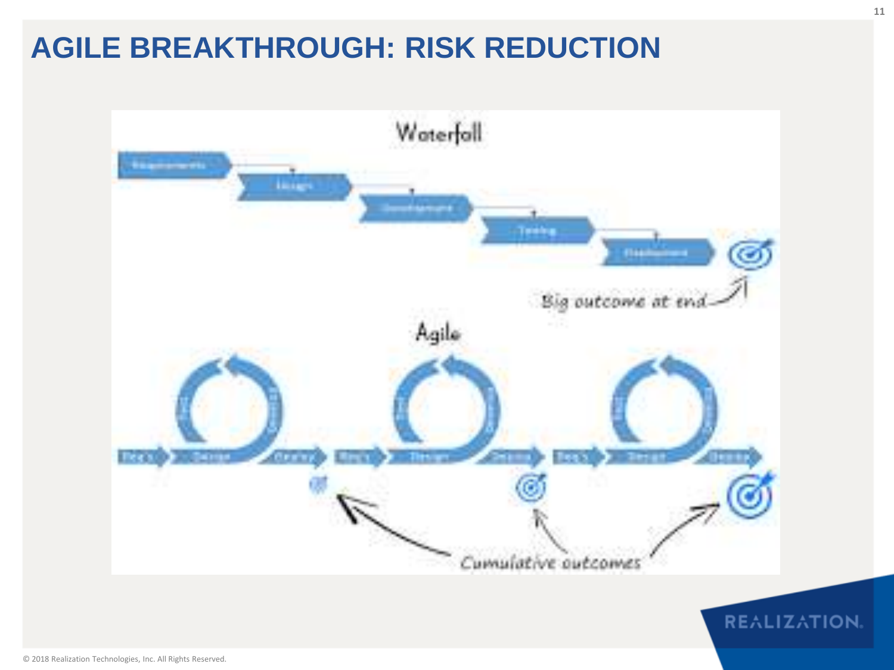# AGILE BREAKTHROUGH: RISK REDUCTION

Waterfall

Requirements → Design → Development → Testing → Deployment

Big outcome at end

Agile

Req's → Design → Deploy → Req's → Design → Deploy → Req's → Design → Deploy

Cumulative outcomes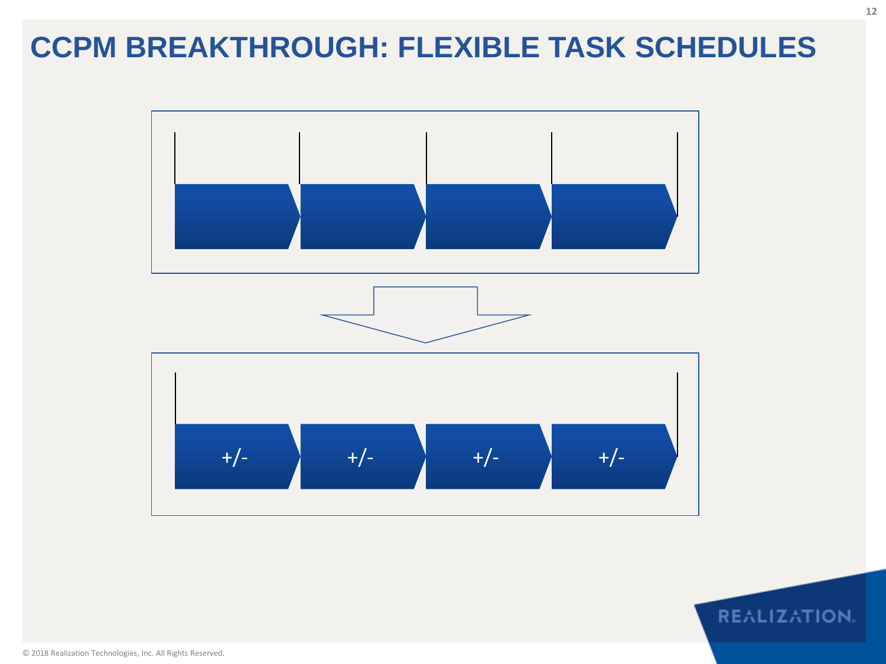# CCPM BREAKTHROUGH: FLEXIBLE TASK SCHEDULES

+/- +/- +/- +/-

© 2018 Realization Technologies, Inc. All Rights Reserved.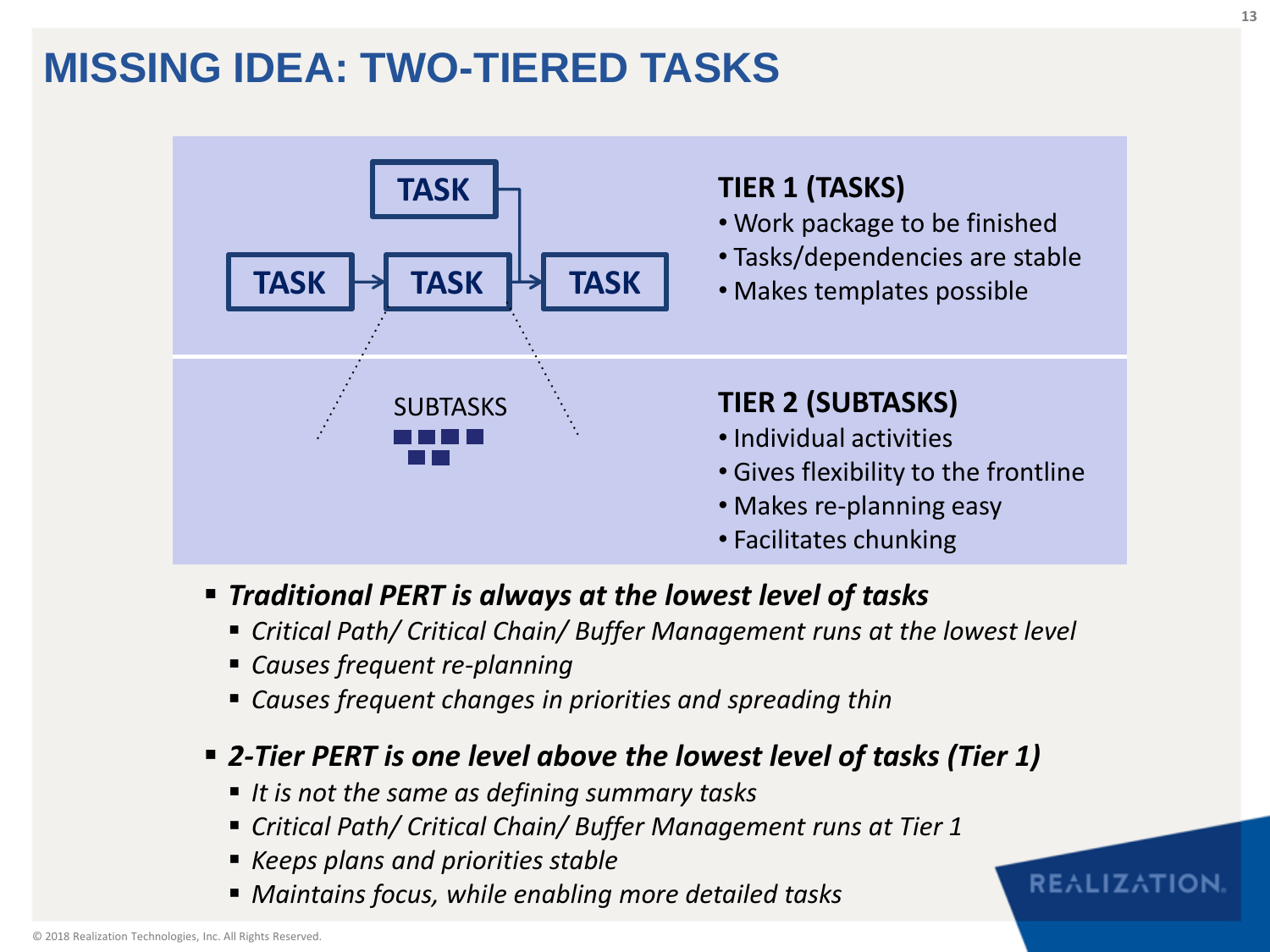# MISSING IDEA: TWO-TIERED TASKS

TASK → TASK → TASK

TASK

SUBTASKS

**TIER 1 (TASKS)**

- Work package to be finished
- Tasks/dependencies are stable
- Makes templates possible

**TIER 2 (SUBTASKS)**

- Individual activities
- Gives flexibility to the frontline
- Makes re-planning easy
- Facilitates chunking

- ***Traditional PERT is always at the lowest level of tasks***
  - *Critical Path/ Critical Chain/ Buffer Management runs at the lowest level*
  - *Causes frequent re-planning*
  - *Causes frequent changes in priorities and spreading thin*
- ***2-Tier PERT is one level above the lowest level of tasks (Tier 1)***
  - *It is not the same as defining summary tasks*
  - *Critical Path/ Critical Chain/ Buffer Management runs at Tier 1*
  - *Keeps plans and priorities stable*
  - *Maintains focus, while enabling more detailed tasks*

© 2018 Realization Technologies, Inc. All Rights Reserved.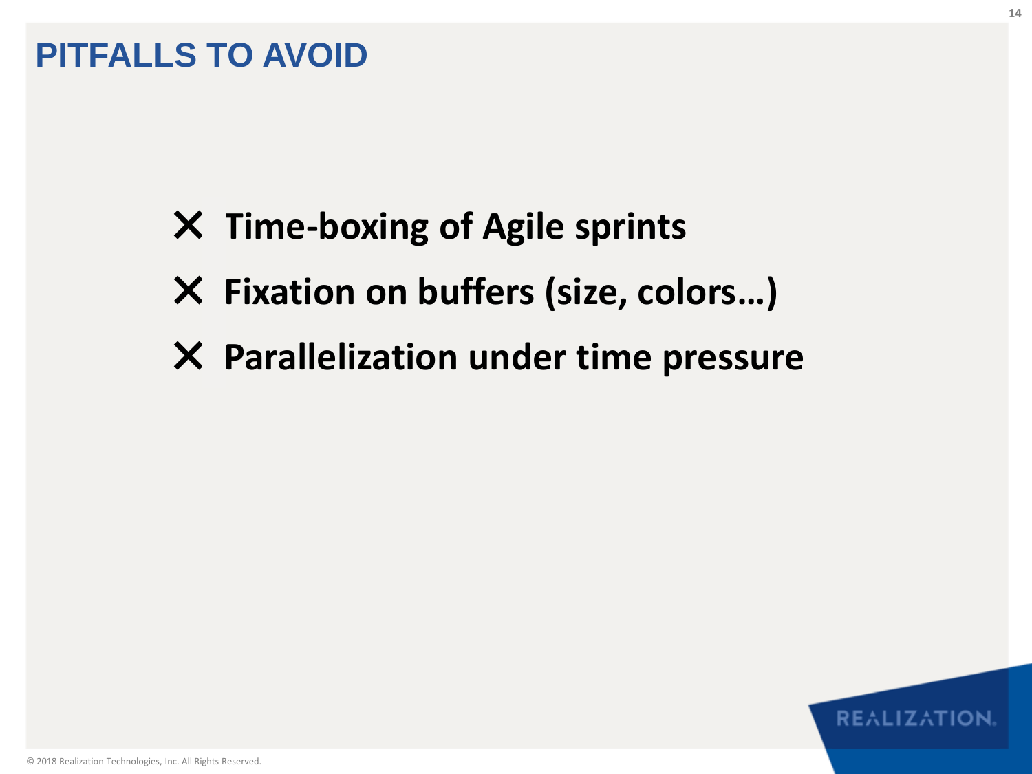# PITFALLS TO AVOID

- ✕ **Time-boxing of Agile sprints**
- ✕ **Fixation on buffers (size, colors…)**
- ✕ **Parallelization under time pressure**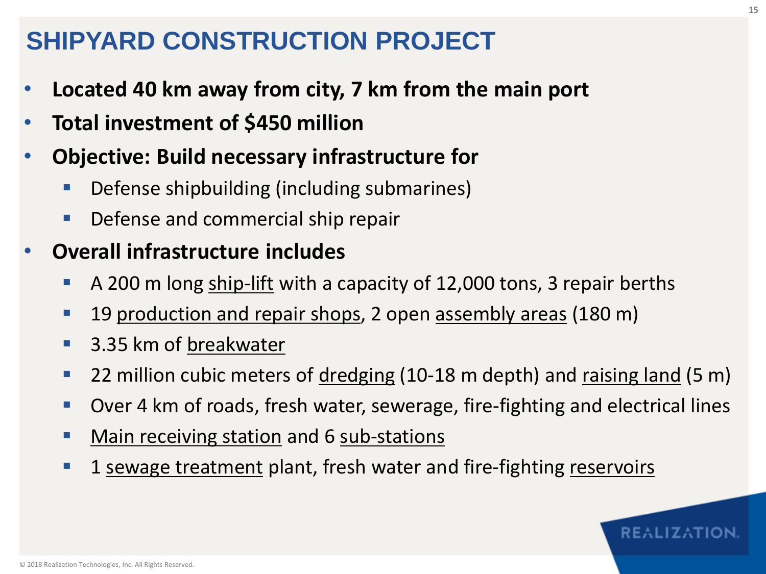# SHIPYARD CONSTRUCTION PROJECT

- **Located 40 km away from city, 7 km from the main port**
- **Total investment of $450 million**
- **Objective: Build necessary infrastructure for**
  - Defense shipbuilding (including submarines)
  - Defense and commercial ship repair
- **Overall infrastructure includes**
  - A 200 m long ship-lift with a capacity of 12,000 tons, 3 repair berths
  - 19 production and repair shops, 2 open assembly areas (180 m)
  - 3.35 km of breakwater
  - 22 million cubic meters of dredging (10-18 m depth) and raising land (5 m)
  - Over 4 km of roads, fresh water, sewerage, fire-fighting and electrical lines
  - Main receiving station and 6 sub-stations
  - 1 sewage treatment plant, fresh water and fire-fighting reservoirs

REALIZATION.

© 2018 Realization Technologies, Inc. All Rights Reserved.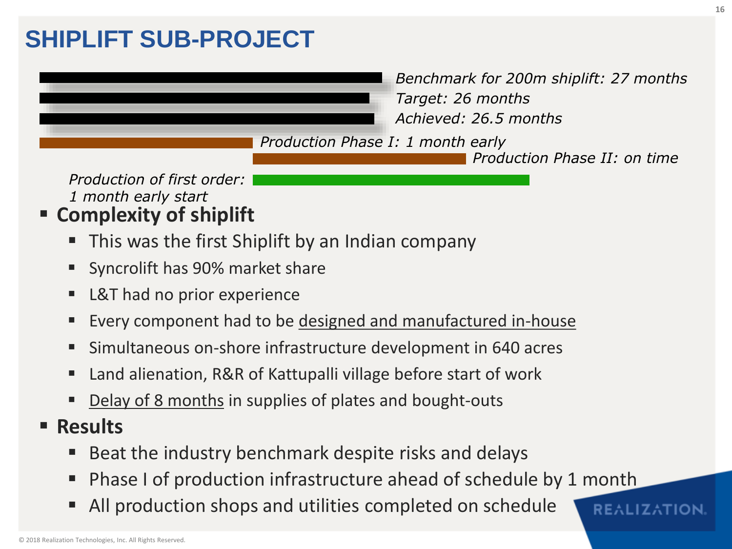# SHIPLIFT SUB-PROJECT

*Benchmark for 200m shiplift: 27 months*

*Target: 26 months*

*Achieved: 26.5 months*

*Production Phase I: 1 month early*

*Production Phase II: on time*

*Production of first order: 1 month early start*

- **Complexity of shiplift**
  - This was the first Shiplift by an Indian company
  - Syncrolift has 90% market share
  - L&T had no prior experience
  - Every component had to be designed and manufactured in-house
  - Simultaneous on-shore infrastructure development in 640 acres
  - Land alienation, R&R of Kattupalli village before start of work
  - Delay of 8 months in supplies of plates and bought-outs
- **Results**
  - Beat the industry benchmark despite risks and delays
  - Phase I of production infrastructure ahead of schedule by 1 month
  - All production shops and utilities completed on schedule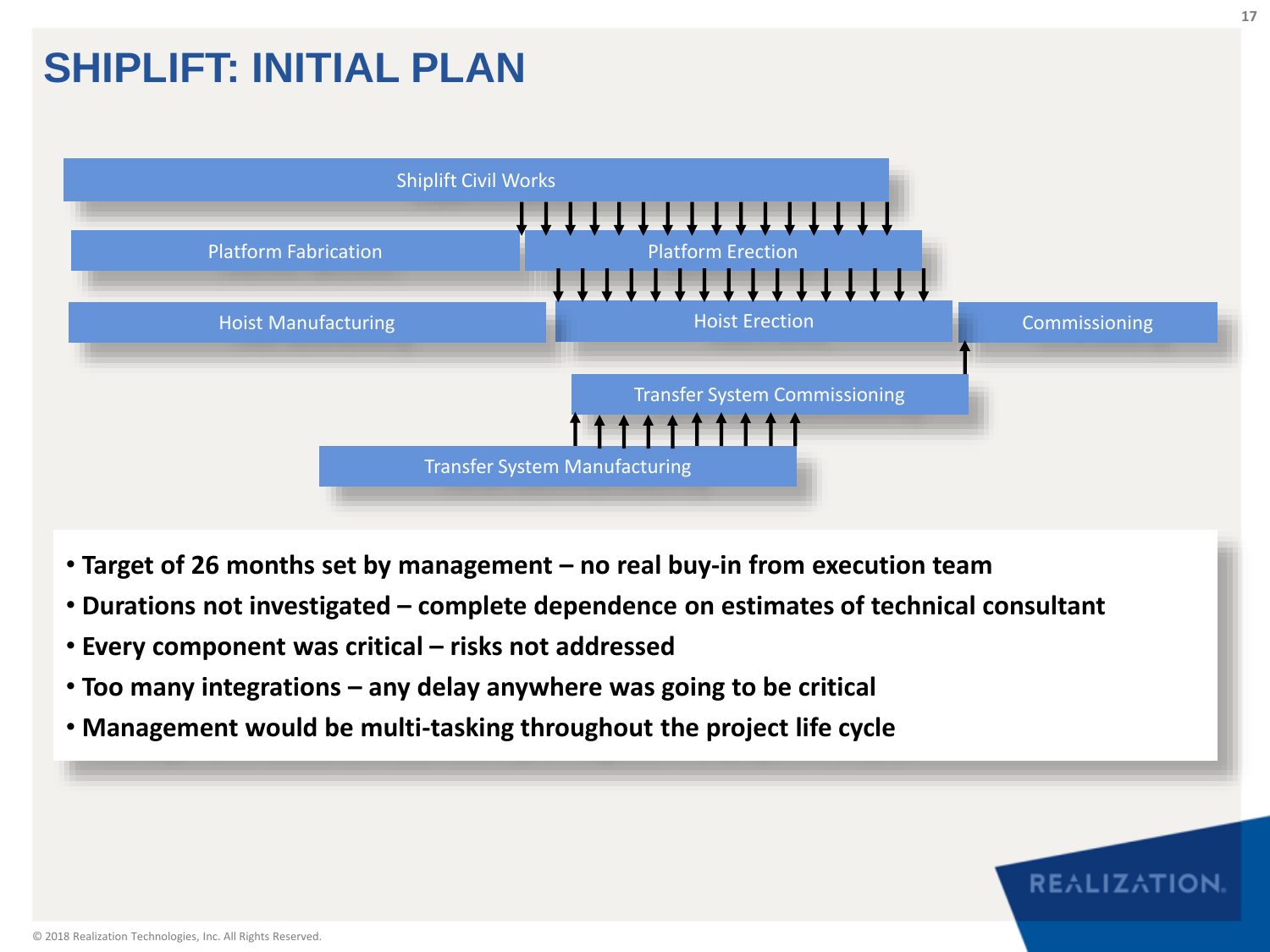# SHIPLIFT: INITIAL PLAN

Shiplift Civil Works

Platform Fabrication

Platform Erection

Hoist Manufacturing

Hoist Erection

Commissioning

Transfer System Commissioning

Transfer System Manufacturing

- **Target of 26 months set by management – no real buy-in from execution team**
- **Durations not investigated – complete dependence on estimates of technical consultant**
- **Every component was critical – risks not addressed**
- **Too many integrations – any delay anywhere was going to be critical**
- **Management would be multi-tasking throughout the project life cycle**

© 2018 Realization Technologies, Inc. All Rights Reserved.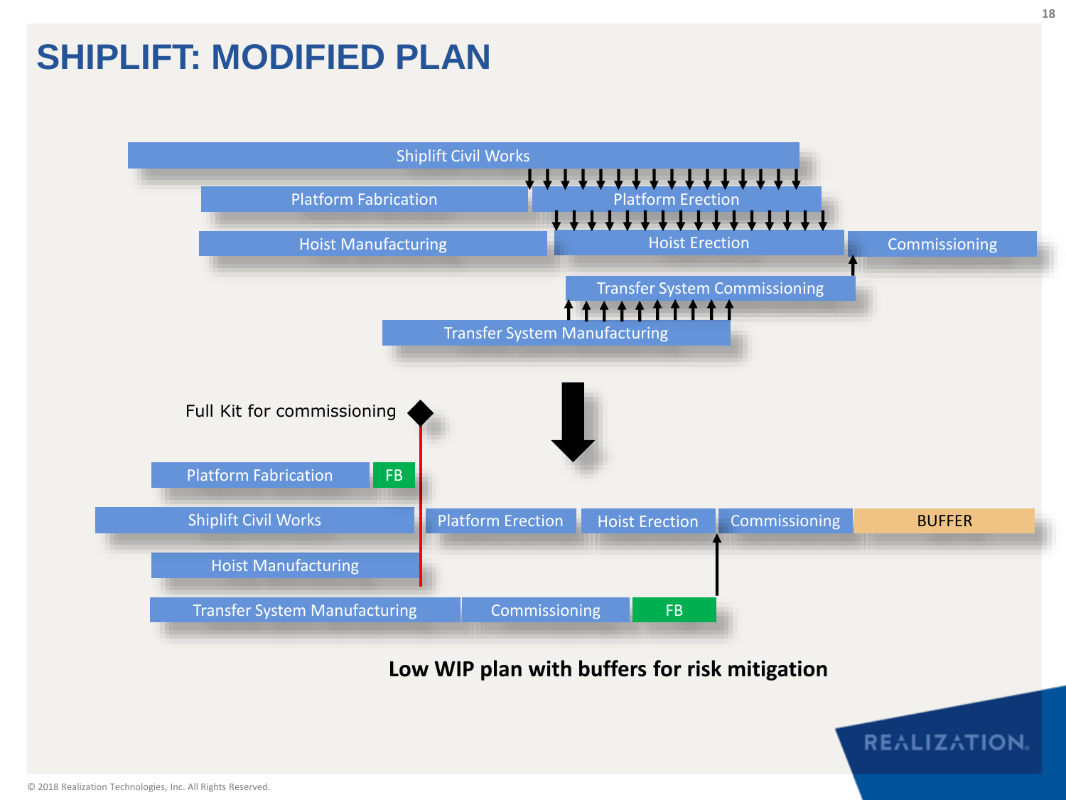# SHIPLIFT: MODIFIED PLAN

Shiplift Civil Works

Platform Fabrication

Platform Erection

Hoist Manufacturing

Hoist Erection

Commissioning

Transfer System Commissioning

Transfer System Manufacturing

Full Kit for commissioning

Platform Fabrication FB

Shiplift Civil Works

Platform Erection

Hoist Erection

Commissioning

BUFFER

Hoist Manufacturing

Transfer System Manufacturing

Commissioning

FB

**Low WIP plan with buffers for risk mitigation**

© 2018 Realization Technologies, Inc. All Rights Reserved.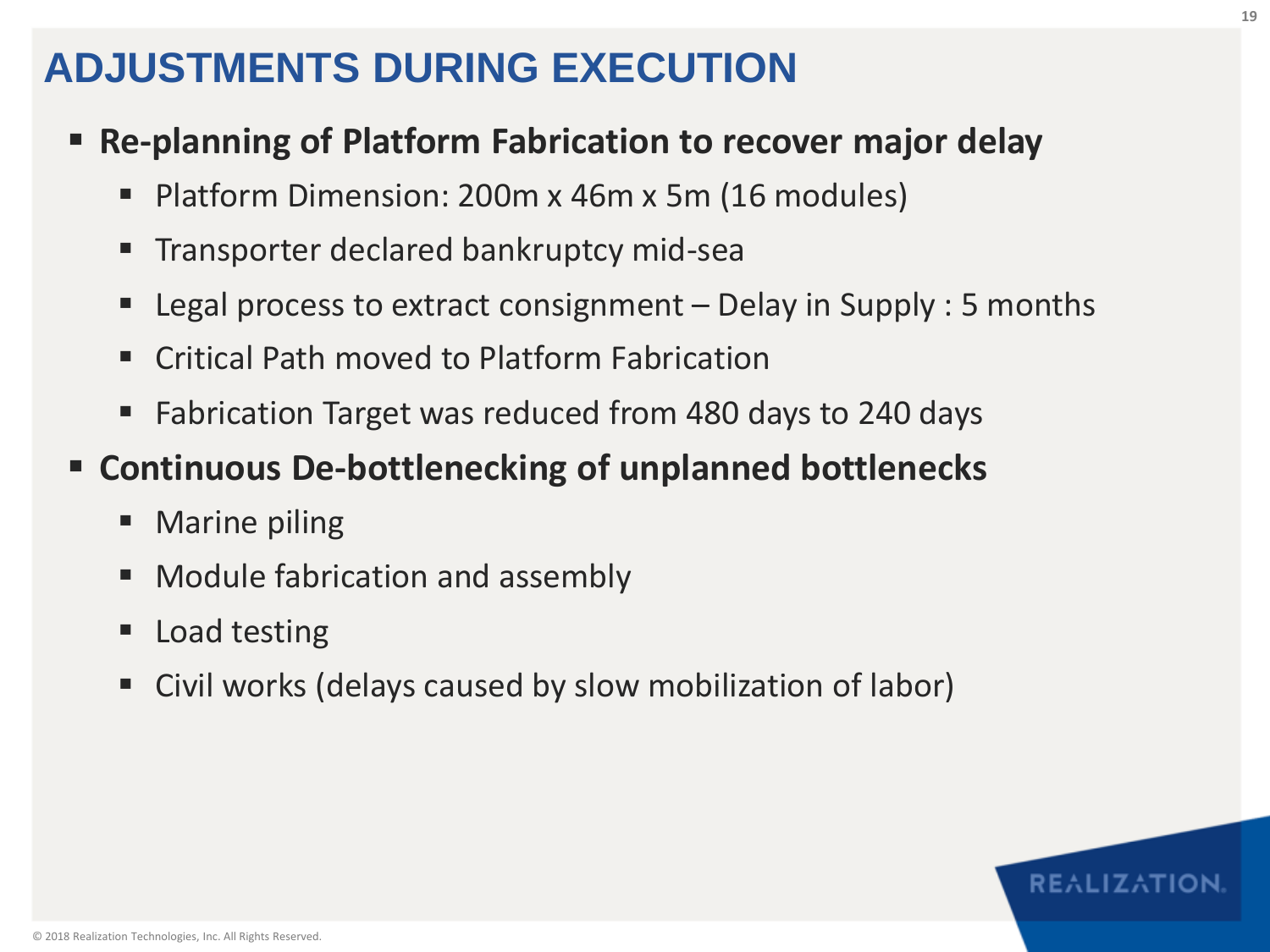# ADJUSTMENTS DURING EXECUTION

- **Re-planning of Platform Fabrication to recover major delay**
  - Platform Dimension: 200m x 46m x 5m (16 modules)
  - Transporter declared bankruptcy mid-sea
  - Legal process to extract consignment – Delay in Supply : 5 months
  - Critical Path moved to Platform Fabrication
  - Fabrication Target was reduced from 480 days to 240 days
- **Continuous De-bottlenecking of unplanned bottlenecks**
  - Marine piling
  - Module fabrication and assembly
  - Load testing
  - Civil works (delays caused by slow mobilization of labor)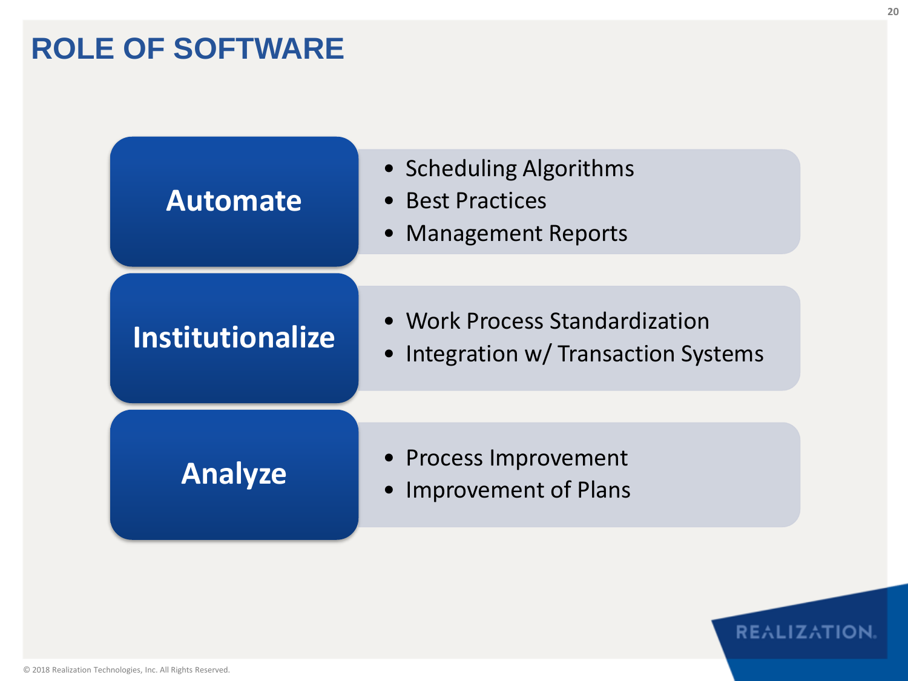# ROLE OF SOFTWARE

**Automate**

- Scheduling Algorithms
- Best Practices
- Management Reports

**Institutionalize**

- Work Process Standardization
- Integration w/ Transaction Systems

**Analyze**

- Process Improvement
- Improvement of Plans